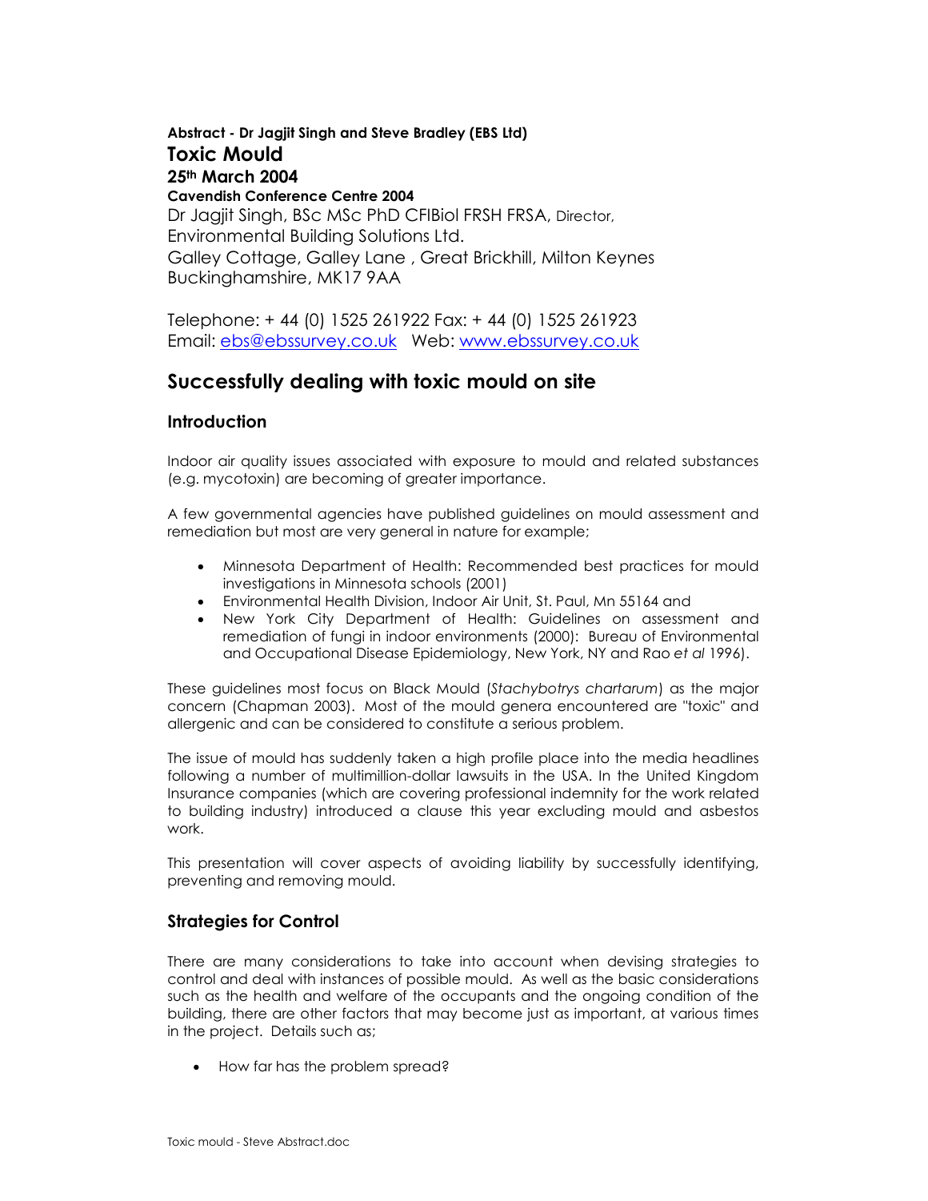**Abstract - Dr Jagjit Singh and Steve Bradley (EBS Ltd)**

# Toxic Mould

**25th March 2004**

**Cavendish Conference Centre 2004**

Dr Jagjit Singh, BSc MSc PhD CFIBiol FRSH FRSA, Director, Environmental Building Solutions Ltd.
Galley Cottage, Galley Lane , Great Brickhill, Milton Keynes
Buckinghamshire, MK17 9AA

Telephone: + 44 (0) 1525 261922 Fax: + 44 (0) 1525 261923
Email: ebs@ebssurvey.co.uk Web: www.ebssurvey.co.uk

## Successfully dealing with toxic mould on site

### Introduction

Indoor air quality issues associated with exposure to mould and related substances (e.g. mycotoxin) are becoming of greater importance.

A few governmental agencies have published guidelines on mould assessment and remediation but most are very general in nature for example;

- Minnesota Department of Health: Recommended best practices for mould investigations in Minnesota schools (2001)
- Environmental Health Division, Indoor Air Unit, St. Paul, Mn 55164 and
- New York City Department of Health: Guidelines on assessment and remediation of fungi in indoor environments (2000): Bureau of Environmental and Occupational Disease Epidemiology, New York, NY and Rao *et al* 1996).

These guidelines most focus on Black Mould (*Stachybotrys chartarum*) as the major concern (Chapman 2003). Most of the mould genera encountered are "toxic" and allergenic and can be considered to constitute a serious problem.

The issue of mould has suddenly taken a high profile place into the media headlines following a number of multimillion-dollar lawsuits in the USA. In the United Kingdom Insurance companies (which are covering professional indemnity for the work related to building industry) introduced a clause this year excluding mould and asbestos work.

This presentation will cover aspects of avoiding liability by successfully identifying, preventing and removing mould.

### Strategies for Control

There are many considerations to take into account when devising strategies to control and deal with instances of possible mould. As well as the basic considerations such as the health and welfare of the occupants and the ongoing condition of the building, there are other factors that may become just as important, at various times in the project. Details such as;

- How far has the problem spread?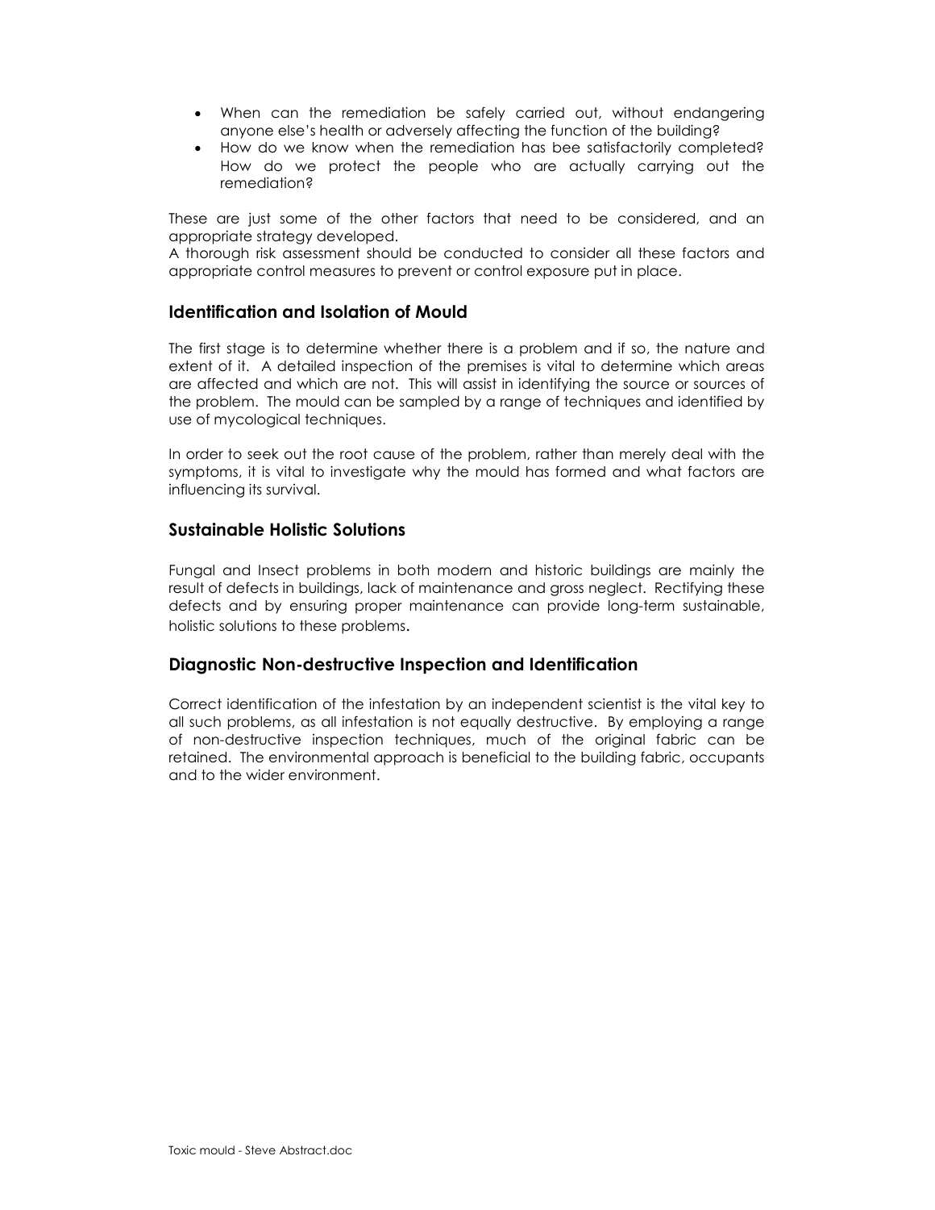- When can the remediation be safely carried out, without endangering anyone else's health or adversely affecting the function of the building?
- How do we know when the remediation has bee satisfactorily completed? How do we protect the people who are actually carrying out the remediation?

These are just some of the other factors that need to be considered, and an appropriate strategy developed.
A thorough risk assessment should be conducted to consider all these factors and appropriate control measures to prevent or control exposure put in place.

### Identification and Isolation of Mould

The first stage is to determine whether there is a problem and if so, the nature and extent of it. A detailed inspection of the premises is vital to determine which areas are affected and which are not. This will assist in identifying the source or sources of the problem. The mould can be sampled by a range of techniques and identified by use of mycological techniques.

In order to seek out the root cause of the problem, rather than merely deal with the symptoms, it is vital to investigate why the mould has formed and what factors are influencing its survival.

### Sustainable Holistic Solutions

Fungal and Insect problems in both modern and historic buildings are mainly the result of defects in buildings, lack of maintenance and gross neglect. Rectifying these defects and by ensuring proper maintenance can provide long-term sustainable, holistic solutions to these problems.

### Diagnostic Non-destructive Inspection and Identification

Correct identification of the infestation by an independent scientist is the vital key to all such problems, as all infestation is not equally destructive. By employing a range of non-destructive inspection techniques, much of the original fabric can be retained. The environmental approach is beneficial to the building fabric, occupants and to the wider environment.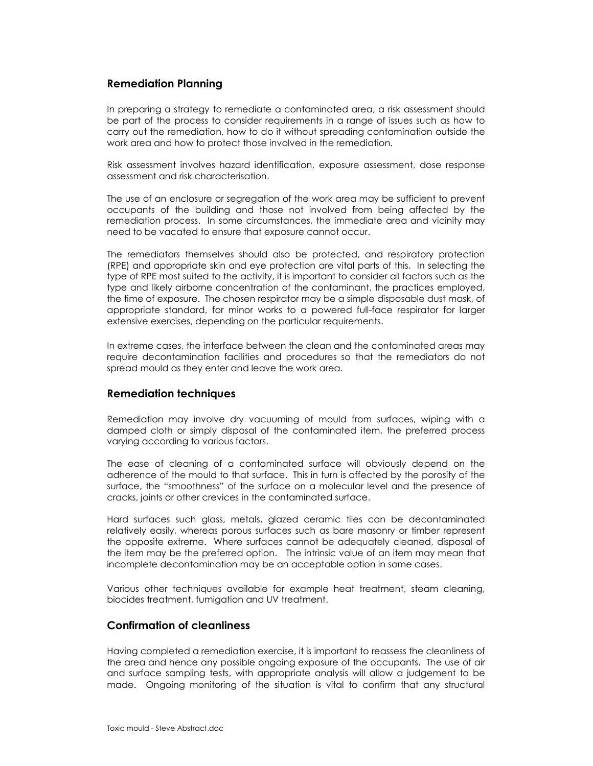## Remediation Planning

In preparing a strategy to remediate a contaminated area, a risk assessment should be part of the process to consider requirements in a range of issues such as how to carry out the remediation, how to do it without spreading contamination outside the work area and how to protect those involved in the remediation.

Risk assessment involves hazard identification, exposure assessment, dose response assessment and risk characterisation.

The use of an enclosure or segregation of the work area may be sufficient to prevent occupants of the building and those not involved from being affected by the remediation process. In some circumstances, the immediate area and vicinity may need to be vacated to ensure that exposure cannot occur.

The remediators themselves should also be protected, and respiratory protection (RPE) and appropriate skin and eye protection are vital parts of this. In selecting the type of RPE most suited to the activity, it is important to consider all factors such as the type and likely airborne concentration of the contaminant, the practices employed, the time of exposure. The chosen respirator may be a simple disposable dust mask, of appropriate standard, for minor works to a powered full-face respirator for larger extensive exercises, depending on the particular requirements.

In extreme cases, the interface between the clean and the contaminated areas may require decontamination facilities and procedures so that the remediators do not spread mould as they enter and leave the work area.

## Remediation techniques

Remediation may involve dry vacuuming of mould from surfaces, wiping with a damped cloth or simply disposal of the contaminated item, the preferred process varying according to various factors.

The ease of cleaning of a contaminated surface will obviously depend on the adherence of the mould to that surface. This in turn is affected by the porosity of the surface, the "smoothness" of the surface on a molecular level and the presence of cracks, joints or other crevices in the contaminated surface.

Hard surfaces such glass, metals, glazed ceramic tiles can be decontaminated relatively easily, whereas porous surfaces such as bare masonry or timber represent the opposite extreme. Where surfaces cannot be adequately cleaned, disposal of the item may be the preferred option. The intrinsic value of an item may mean that incomplete decontamination may be an acceptable option in some cases.

Various other techniques available for example heat treatment, steam cleaning, biocides treatment, fumigation and UV treatment.

## Confirmation of cleanliness

Having completed a remediation exercise, it is important to reassess the cleanliness of the area and hence any possible ongoing exposure of the occupants. The use of air and surface sampling tests, with appropriate analysis will allow a judgement to be made. Ongoing monitoring of the situation is vital to confirm that any structural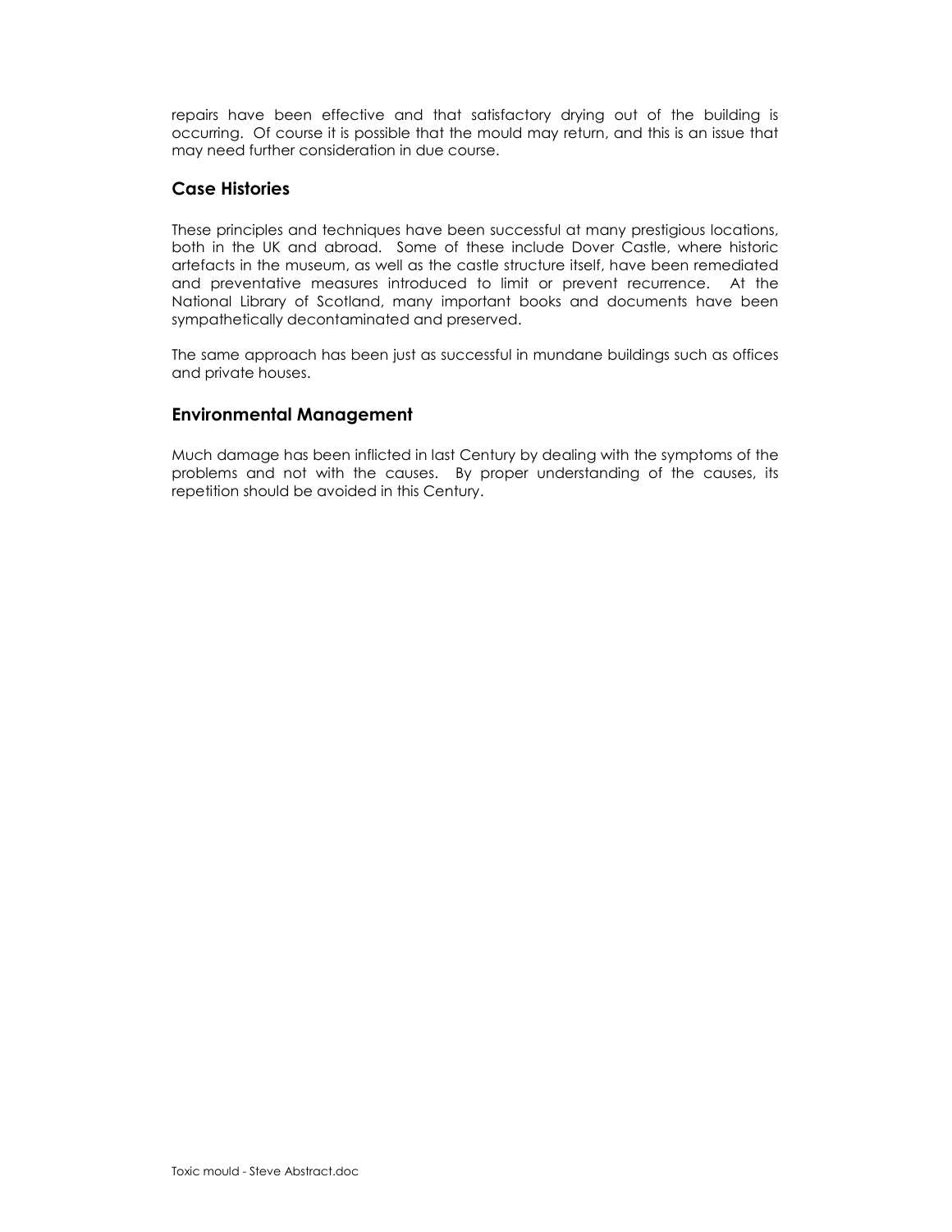repairs have been effective and that satisfactory drying out of the building is occurring. Of course it is possible that the mould may return, and this is an issue that may need further consideration in due course.

## Case Histories

These principles and techniques have been successful at many prestigious locations, both in the UK and abroad. Some of these include Dover Castle, where historic artefacts in the museum, as well as the castle structure itself, have been remediated and preventative measures introduced to limit or prevent recurrence. At the National Library of Scotland, many important books and documents have been sympathetically decontaminated and preserved.

The same approach has been just as successful in mundane buildings such as offices and private houses.

## Environmental Management

Much damage has been inflicted in last Century by dealing with the symptoms of the problems and not with the causes. By proper understanding of the causes, its repetition should be avoided in this Century.